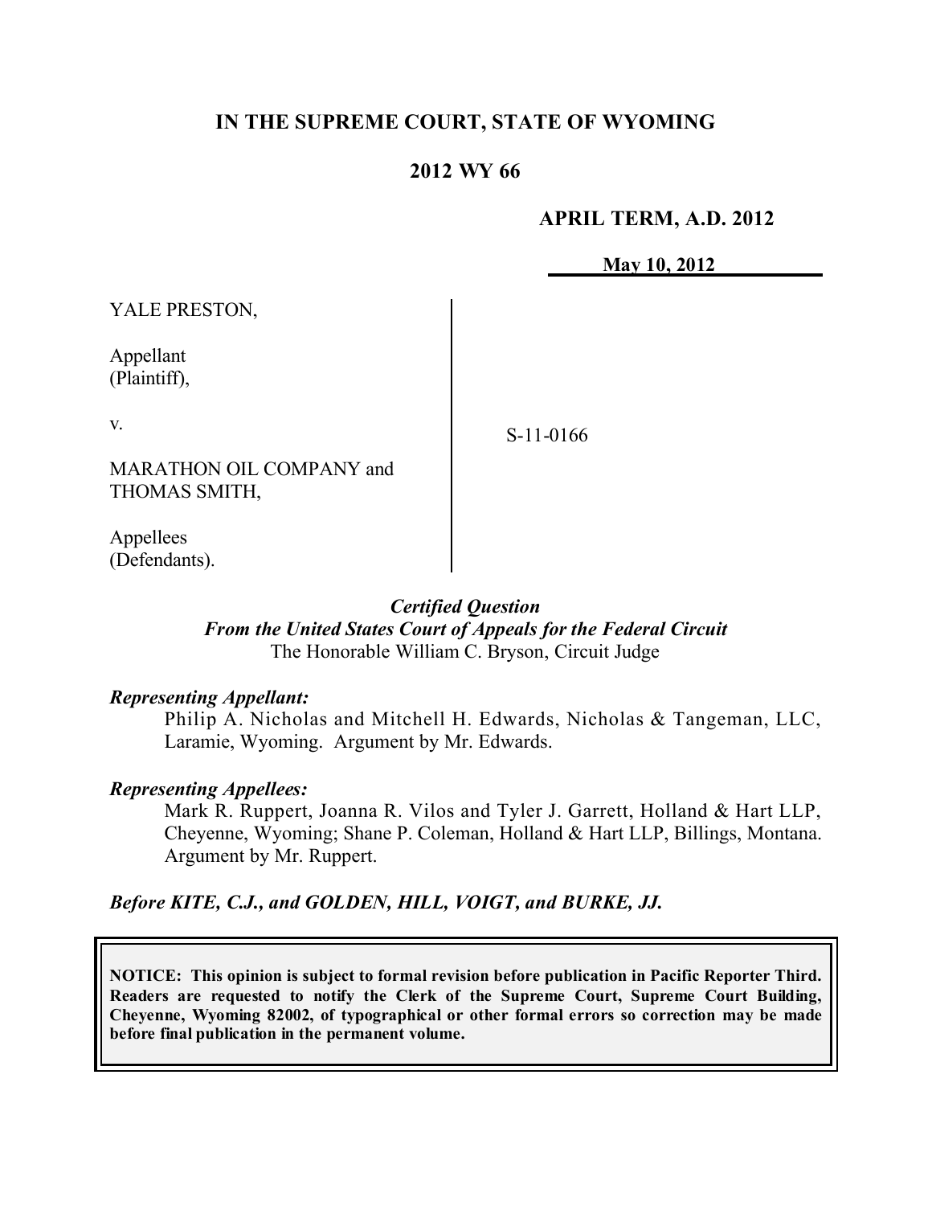# IN THE SUPREME COURT, STATE OF WYOMING

## 2012 WY 66

**APRIL TERM, A.D. 2012**

**May 10, 2012**

YALE PRESTON,

Appellant
(Plaintiff),

v.

MARATHON OIL COMPANY and
THOMAS SMITH,

Appellees
(Defendants).

S-11-0166

***Certified Question***
***From the United States Court of Appeals for the Federal Circuit***
The Honorable William C. Bryson, Circuit Judge

***Representing Appellant:***
Philip A. Nicholas and Mitchell H. Edwards, Nicholas & Tangeman, LLC, Laramie, Wyoming. Argument by Mr. Edwards.

***Representing Appellees:***
Mark R. Ruppert, Joanna R. Vilos and Tyler J. Garrett, Holland & Hart LLP, Cheyenne, Wyoming; Shane P. Coleman, Holland & Hart LLP, Billings, Montana. Argument by Mr. Ruppert.

***Before KITE, C.J., and GOLDEN, HILL, VOIGT, and BURKE, JJ.***

**NOTICE: This opinion is subject to formal revision before publication in Pacific Reporter Third. Readers are requested to notify the Clerk of the Supreme Court, Supreme Court Building, Cheyenne, Wyoming 82002, of typographical or other formal errors so correction may be made before final publication in the permanent volume.**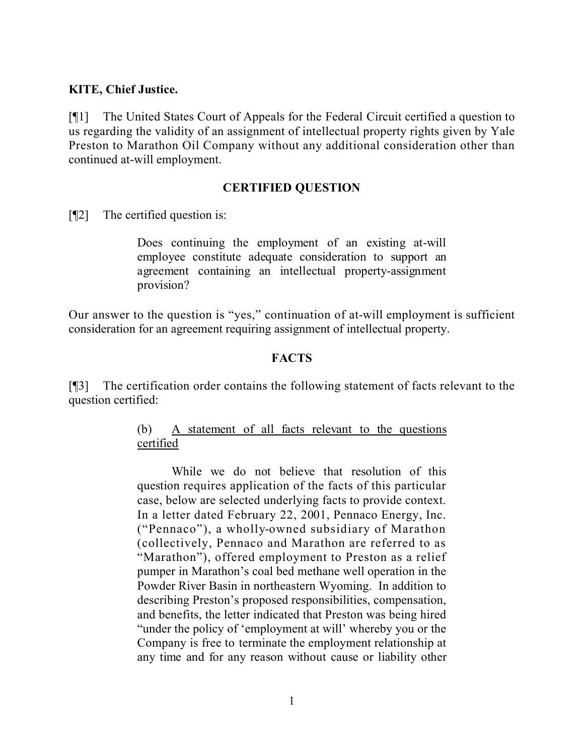**KITE, Chief Justice.**

[¶1] The United States Court of Appeals for the Federal Circuit certified a question to us regarding the validity of an assignment of intellectual property rights given by Yale Preston to Marathon Oil Company without any additional consideration other than continued at-will employment.

## CERTIFIED QUESTION

[¶2] The certified question is:

> Does continuing the employment of an existing at-will employee constitute adequate consideration to support an agreement containing an intellectual property-assignment provision?

Our answer to the question is "yes," continuation of at-will employment is sufficient consideration for an agreement requiring assignment of intellectual property.

## FACTS

[¶3] The certification order contains the following statement of facts relevant to the question certified:

> (b) <u>A statement of all facts relevant to the questions certified</u>
>
> While we do not believe that resolution of this question requires application of the facts of this particular case, below are selected underlying facts to provide context. In a letter dated February 22, 2001, Pennaco Energy, Inc. ("Pennaco"), a wholly-owned subsidiary of Marathon (collectively, Pennaco and Marathon are referred to as "Marathon"), offered employment to Preston as a relief pumper in Marathon's coal bed methane well operation in the Powder River Basin in northeastern Wyoming. In addition to describing Preston's proposed responsibilities, compensation, and benefits, the letter indicated that Preston was being hired "under the policy of 'employment at will' whereby you or the Company is free to terminate the employment relationship at any time and for any reason without cause or liability other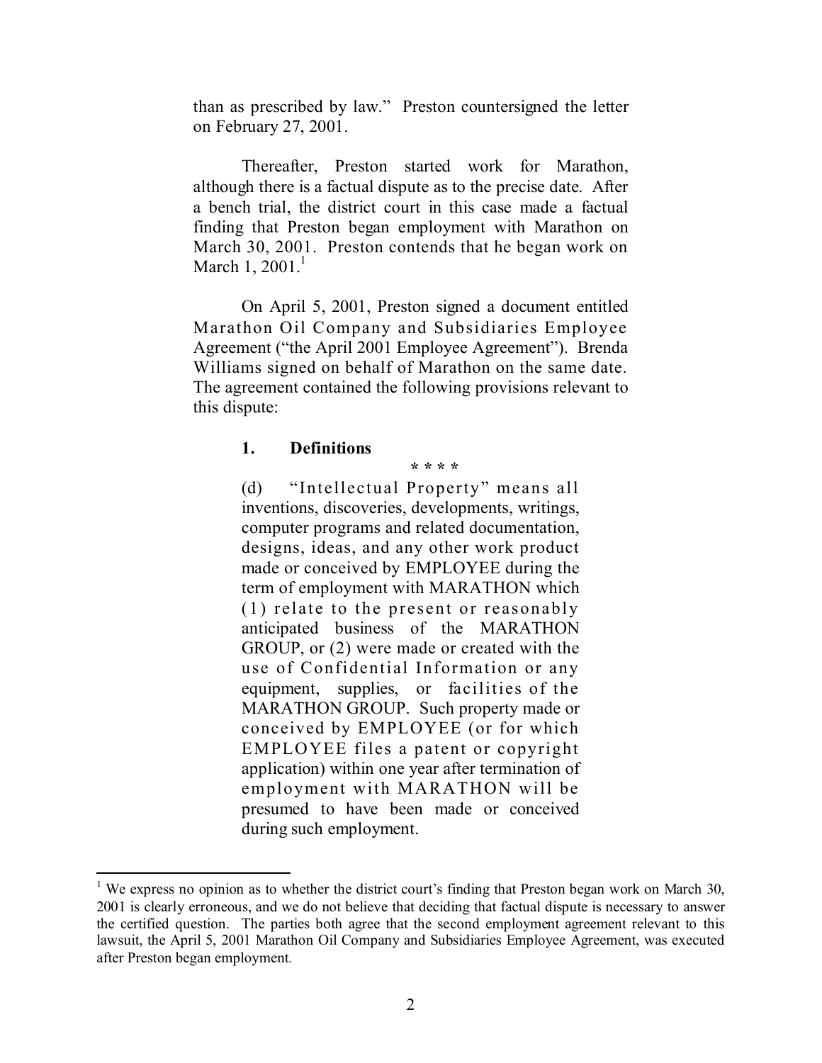than as prescribed by law." Preston countersigned the letter on February 27, 2001.

Thereafter, Preston started work for Marathon, although there is a factual dispute as to the precise date. After a bench trial, the district court in this case made a factual finding that Preston began employment with Marathon on March 30, 2001. Preston contends that he began work on March 1, 2001.[1]

On April 5, 2001, Preston signed a document entitled Marathon Oil Company and Subsidiaries Employee Agreement ("the April 2001 Employee Agreement"). Brenda Williams signed on behalf of Marathon on the same date. The agreement contained the following provisions relevant to this dispute:

> **1. Definitions**
>
> \* \* \* \*
>
> (d) "Intellectual Property" means all inventions, discoveries, developments, writings, computer programs and related documentation, designs, ideas, and any other work product made or conceived by EMPLOYEE during the term of employment with MARATHON which (1) relate to the present or reasonably anticipated business of the MARATHON GROUP, or (2) were made or created with the use of Confidential Information or any equipment, supplies, or facilities of the MARATHON GROUP. Such property made or conceived by EMPLOYEE (or for which EMPLOYEE files a patent or copyright application) within one year after termination of employment with MARATHON will be presumed to have been made or conceived during such employment.

[1] We express no opinion as to whether the district court's finding that Preston began work on March 30, 2001 is clearly erroneous, and we do not believe that deciding that factual dispute is necessary to answer the certified question. The parties both agree that the second employment agreement relevant to this lawsuit, the April 5, 2001 Marathon Oil Company and Subsidiaries Employee Agreement, was executed after Preston began employment.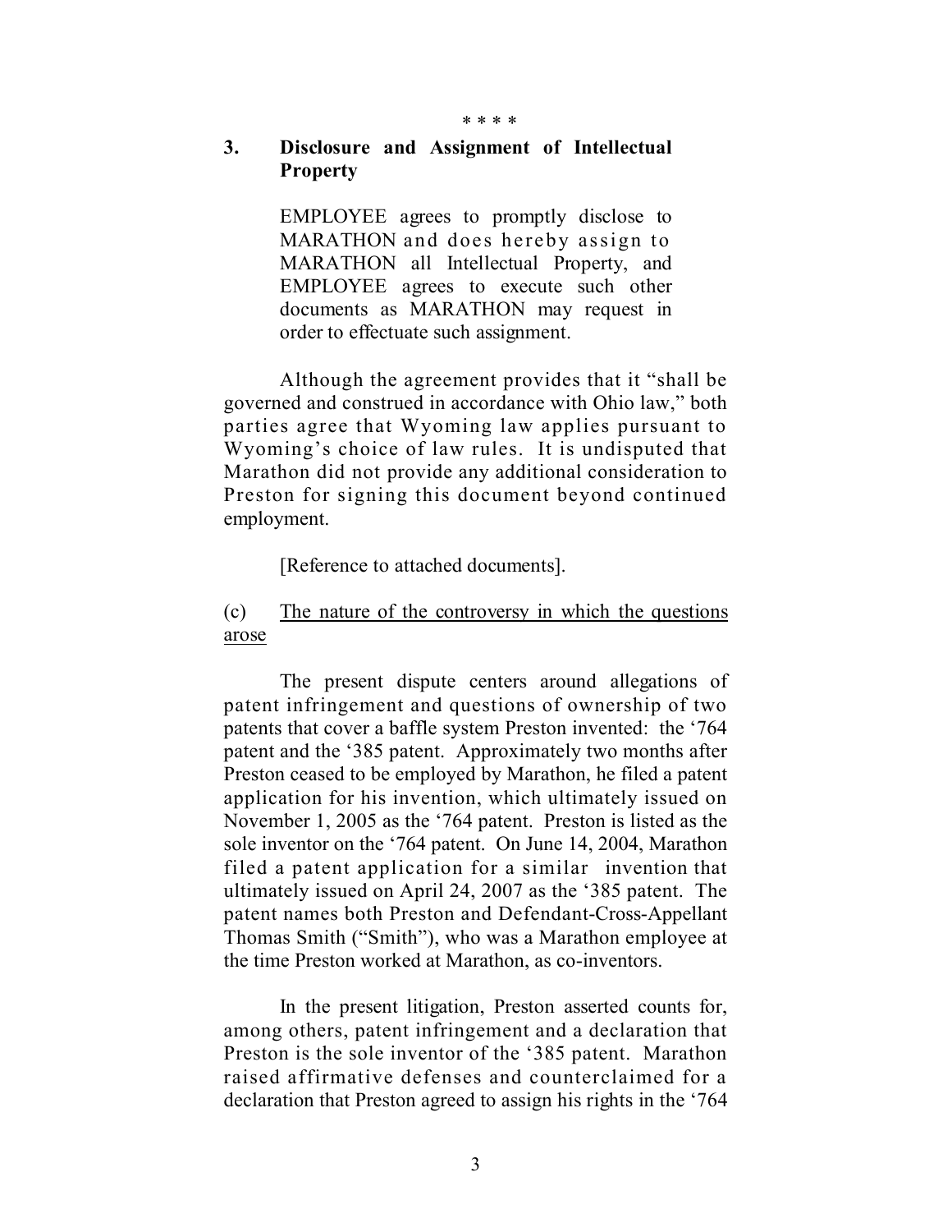\* \* \* \*

> **3. Disclosure and Assignment of Intellectual Property**
>
> EMPLOYEE agrees to promptly disclose to MARATHON and does hereby assign to MARATHON all Intellectual Property, and EMPLOYEE agrees to execute such other documents as MARATHON may request in order to effectuate such assignment.

Although the agreement provides that it "shall be governed and construed in accordance with Ohio law," both parties agree that Wyoming law applies pursuant to Wyoming's choice of law rules. It is undisputed that Marathon did not provide any additional consideration to Preston for signing this document beyond continued employment.

[Reference to attached documents].

(c) <u>The nature of the controversy in which the questions arose</u>

The present dispute centers around allegations of patent infringement and questions of ownership of two patents that cover a baffle system Preston invented: the '764 patent and the '385 patent. Approximately two months after Preston ceased to be employed by Marathon, he filed a patent application for his invention, which ultimately issued on November 1, 2005 as the '764 patent. Preston is listed as the sole inventor on the '764 patent. On June 14, 2004, Marathon filed a patent application for a similar invention that ultimately issued on April 24, 2007 as the '385 patent. The patent names both Preston and Defendant-Cross-Appellant Thomas Smith ("Smith"), who was a Marathon employee at the time Preston worked at Marathon, as co-inventors.

In the present litigation, Preston asserted counts for, among others, patent infringement and a declaration that Preston is the sole inventor of the '385 patent. Marathon raised affirmative defenses and counterclaimed for a declaration that Preston agreed to assign his rights in the '764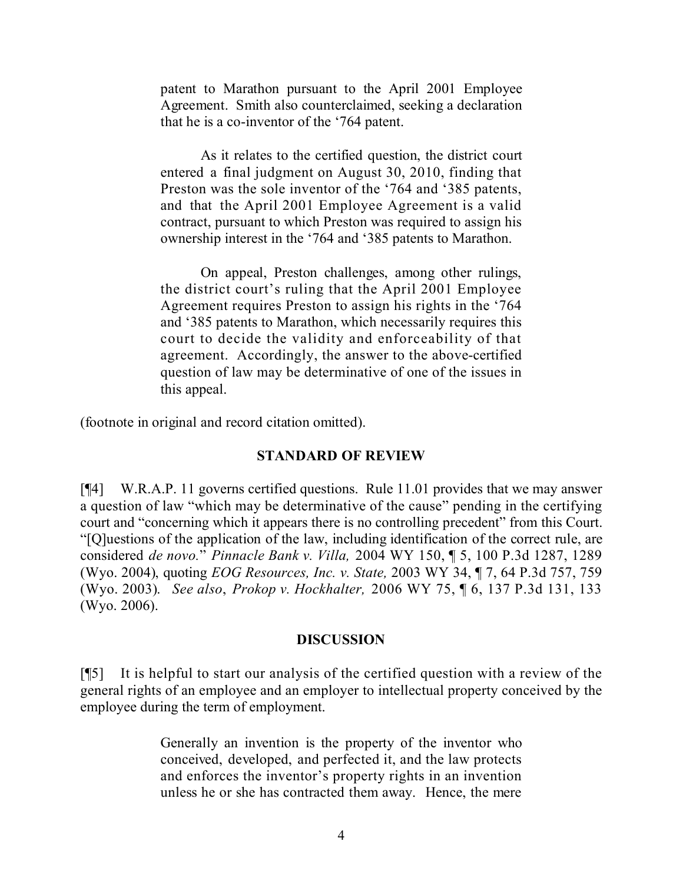> patent to Marathon pursuant to the April 2001 Employee Agreement. Smith also counterclaimed, seeking a declaration that he is a co-inventor of the '764 patent.
>
> As it relates to the certified question, the district court entered a final judgment on August 30, 2010, finding that Preston was the sole inventor of the '764 and '385 patents, and that the April 2001 Employee Agreement is a valid contract, pursuant to which Preston was required to assign his ownership interest in the '764 and '385 patents to Marathon.
>
> On appeal, Preston challenges, among other rulings, the district court's ruling that the April 2001 Employee Agreement requires Preston to assign his rights in the '764 and '385 patents to Marathon, which necessarily requires this court to decide the validity and enforceability of that agreement. Accordingly, the answer to the above-certified question of law may be determinative of one of the issues in this appeal.

(footnote in original and record citation omitted).

## STANDARD OF REVIEW

[¶4] W.R.A.P. 11 governs certified questions. Rule 11.01 provides that we may answer a question of law "which may be determinative of the cause" pending in the certifying court and "concerning which it appears there is no controlling precedent" from this Court. "[Q]uestions of the application of the law, including identification of the correct rule, are considered *de novo.*" *Pinnacle Bank v. Villa,* 2004 WY 150, ¶ 5, 100 P.3d 1287, 1289 (Wyo. 2004), quoting *EOG Resources, Inc. v. State,* 2003 WY 34, ¶ 7, 64 P.3d 757, 759 (Wyo. 2003). *See also*, *Prokop v. Hockhalter,* 2006 WY 75, ¶ 6, 137 P.3d 131, 133 (Wyo. 2006).

## DISCUSSION

[¶5] It is helpful to start our analysis of the certified question with a review of the general rights of an employee and an employer to intellectual property conceived by the employee during the term of employment.

> Generally an invention is the property of the inventor who conceived, developed, and perfected it, and the law protects and enforces the inventor's property rights in an invention unless he or she has contracted them away. Hence, the mere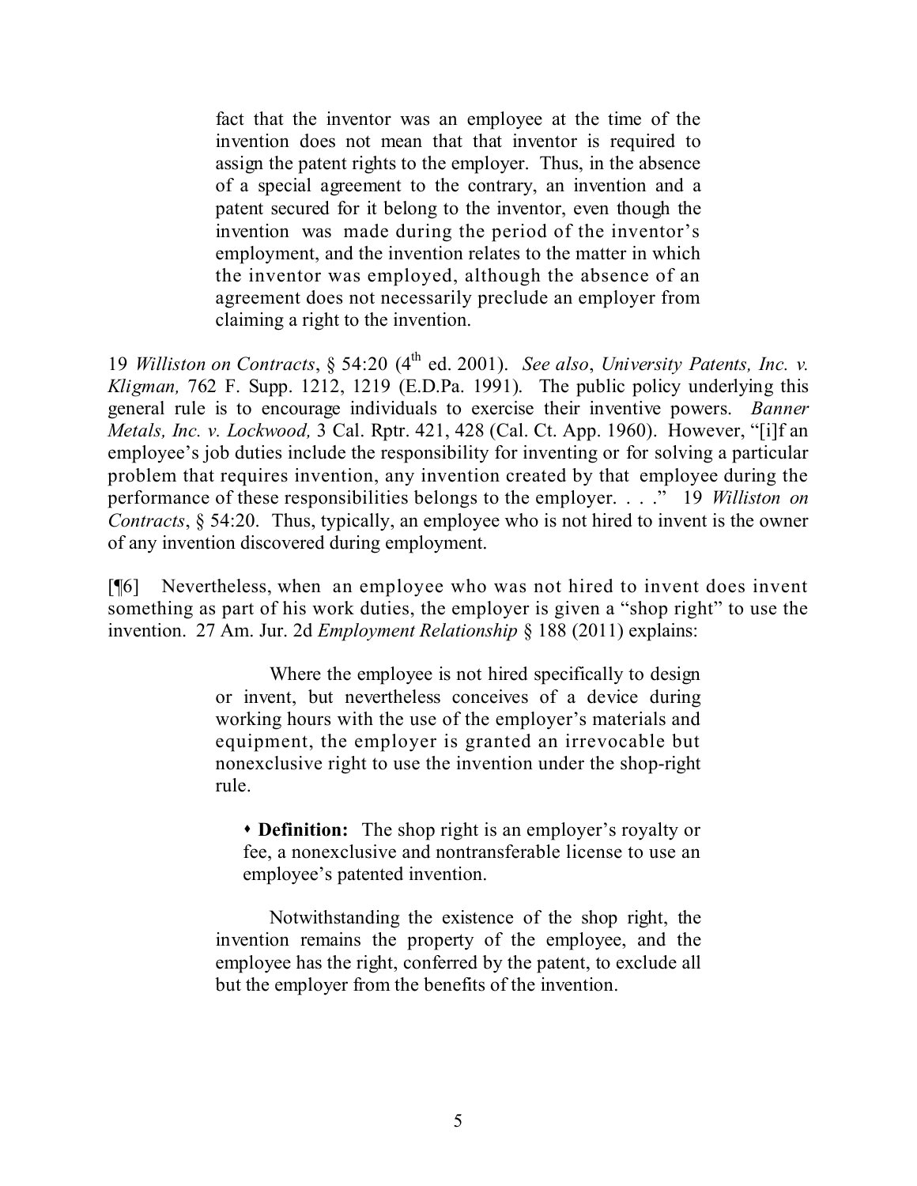> fact that the inventor was an employee at the time of the invention does not mean that that inventor is required to assign the patent rights to the employer. Thus, in the absence of a special agreement to the contrary, an invention and a patent secured for it belong to the inventor, even though the invention was made during the period of the inventor's employment, and the invention relates to the matter in which the inventor was employed, although the absence of an agreement does not necessarily preclude an employer from claiming a right to the invention.

19 *Williston on Contracts*, § 54:20 (4th ed. 2001). *See also*, *University Patents, Inc. v. Kligman,* 762 F. Supp. 1212, 1219 (E.D.Pa. 1991). The public policy underlying this general rule is to encourage individuals to exercise their inventive powers. *Banner Metals, Inc. v. Lockwood,* 3 Cal. Rptr. 421, 428 (Cal. Ct. App. 1960). However, "[i]f an employee's job duties include the responsibility for inventing or for solving a particular problem that requires invention, any invention created by that employee during the performance of these responsibilities belongs to the employer. . . ." 19 *Williston on Contracts*, § 54:20. Thus, typically, an employee who is not hired to invent is the owner of any invention discovered during employment.

[¶6] Nevertheless, when an employee who was not hired to invent does invent something as part of his work duties, the employer is given a "shop right" to use the invention. 27 Am. Jur. 2d *Employment Relationship* § 188 (2011) explains:

> Where the employee is not hired specifically to design or invent, but nevertheless conceives of a device during working hours with the use of the employer's materials and equipment, the employer is granted an irrevocable but nonexclusive right to use the invention under the shop-right rule.
>
> • **Definition:** The shop right is an employer's royalty or fee, a nonexclusive and nontransferable license to use an employee's patented invention.
>
> Notwithstanding the existence of the shop right, the invention remains the property of the employee, and the employee has the right, conferred by the patent, to exclude all but the employer from the benefits of the invention.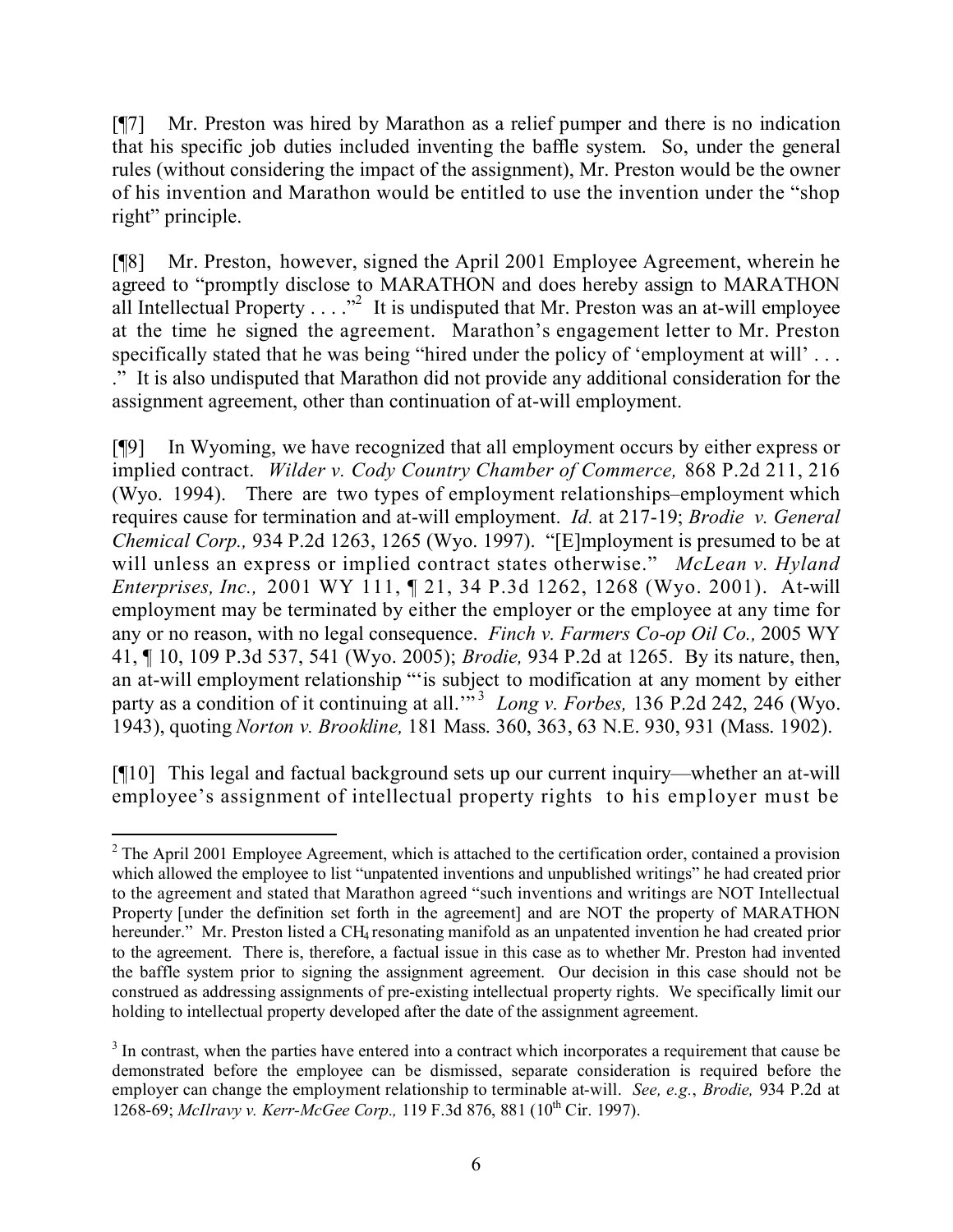[¶7] Mr. Preston was hired by Marathon as a relief pumper and there is no indication that his specific job duties included inventing the baffle system. So, under the general rules (without considering the impact of the assignment), Mr. Preston would be the owner of his invention and Marathon would be entitled to use the invention under the "shop right" principle.

[¶8] Mr. Preston, however, signed the April 2001 Employee Agreement, wherein he agreed to "promptly disclose to MARATHON and does hereby assign to MARATHON all Intellectual Property . . . ."[2] It is undisputed that Mr. Preston was an at-will employee at the time he signed the agreement. Marathon's engagement letter to Mr. Preston specifically stated that he was being "hired under the policy of 'employment at will' . . . ." It is also undisputed that Marathon did not provide any additional consideration for the assignment agreement, other than continuation of at-will employment.

[¶9] In Wyoming, we have recognized that all employment occurs by either express or implied contract. *Wilder v. Cody Country Chamber of Commerce,* 868 P.2d 211, 216 (Wyo. 1994). There are two types of employment relationships–employment which requires cause for termination and at-will employment. *Id.* at 217-19; *Brodie v. General Chemical Corp.,* 934 P.2d 1263, 1265 (Wyo. 1997). "[E]mployment is presumed to be at will unless an express or implied contract states otherwise." *McLean v. Hyland Enterprises, Inc.,* 2001 WY 111, ¶ 21, 34 P.3d 1262, 1268 (Wyo. 2001). At-will employment may be terminated by either the employer or the employee at any time for any or no reason, with no legal consequence. *Finch v. Farmers Co-op Oil Co.,* 2005 WY 41, ¶ 10, 109 P.3d 537, 541 (Wyo. 2005); *Brodie,* 934 P.2d at 1265. By its nature, then, an at-will employment relationship "'is subject to modification at any moment by either party as a condition of it continuing at all.'"[3] *Long v. Forbes,* 136 P.2d 242, 246 (Wyo. 1943), quoting *Norton v. Brookline,* 181 Mass. 360, 363, 63 N.E. 930, 931 (Mass. 1902).

[¶10] This legal and factual background sets up our current inquiry—whether an at-will employee's assignment of intellectual property rights to his employer must be

---

[2] The April 2001 Employee Agreement, which is attached to the certification order, contained a provision which allowed the employee to list "unpatented inventions and unpublished writings" he had created prior to the agreement and stated that Marathon agreed "such inventions and writings are NOT Intellectual Property [under the definition set forth in the agreement] and are NOT the property of MARATHON hereunder." Mr. Preston listed a $CH_4$ resonating manifold as an unpatented invention he had created prior to the agreement. There is, therefore, a factual issue in this case as to whether Mr. Preston had invented the baffle system prior to signing the assignment agreement. Our decision in this case should not be construed as addressing assignments of pre-existing intellectual property rights. We specifically limit our holding to intellectual property developed after the date of the assignment agreement.

[3] In contrast, when the parties have entered into a contract which incorporates a requirement that cause be demonstrated before the employee can be dismissed, separate consideration is required before the employer can change the employment relationship to terminable at-will. *See, e.g.*, *Brodie,* 934 P.2d at 1268-69; *McIlravy v. Kerr-McGee Corp.,* 119 F.3d 876, 881 (10th Cir. 1997).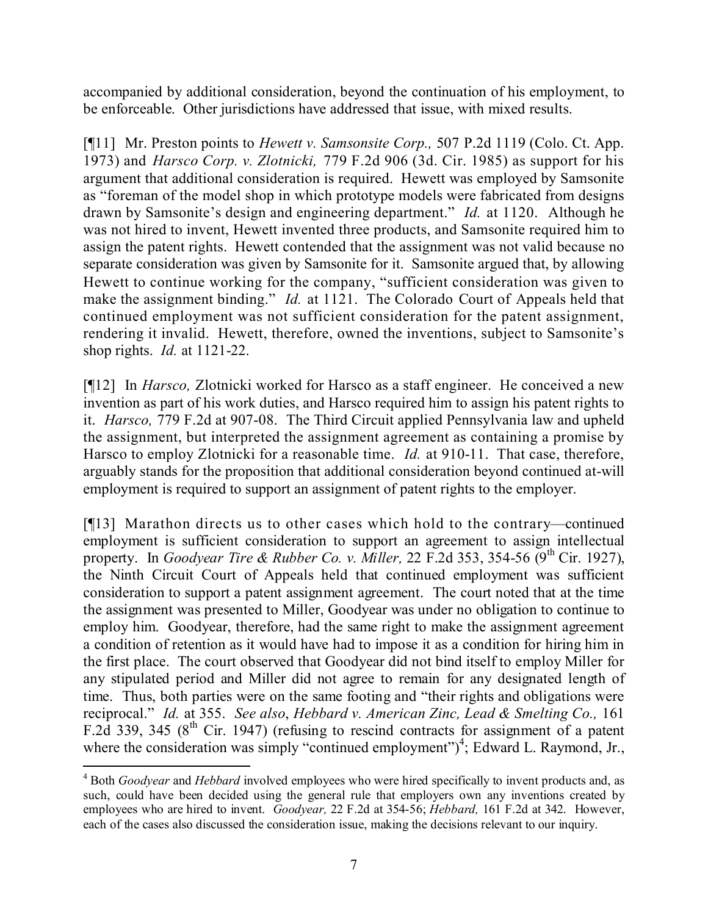accompanied by additional consideration, beyond the continuation of his employment, to be enforceable. Other jurisdictions have addressed that issue, with mixed results.

[¶11] Mr. Preston points to *Hewett v. Samsonsite Corp.,* 507 P.2d 1119 (Colo. Ct. App. 1973) and *Harsco Corp. v. Zlotnicki,* 779 F.2d 906 (3d. Cir. 1985) as support for his argument that additional consideration is required. Hewett was employed by Samsonite as "foreman of the model shop in which prototype models were fabricated from designs drawn by Samsonite's design and engineering department." *Id.* at 1120. Although he was not hired to invent, Hewett invented three products, and Samsonite required him to assign the patent rights. Hewett contended that the assignment was not valid because no separate consideration was given by Samsonite for it. Samsonite argued that, by allowing Hewett to continue working for the company, "sufficient consideration was given to make the assignment binding." *Id.* at 1121. The Colorado Court of Appeals held that continued employment was not sufficient consideration for the patent assignment, rendering it invalid. Hewett, therefore, owned the inventions, subject to Samsonite's shop rights. *Id.* at 1121-22.

[¶12] In *Harsco,* Zlotnicki worked for Harsco as a staff engineer. He conceived a new invention as part of his work duties, and Harsco required him to assign his patent rights to it. *Harsco,* 779 F.2d at 907-08. The Third Circuit applied Pennsylvania law and upheld the assignment, but interpreted the assignment agreement as containing a promise by Harsco to employ Zlotnicki for a reasonable time. *Id.* at 910-11. That case, therefore, arguably stands for the proposition that additional consideration beyond continued at-will employment is required to support an assignment of patent rights to the employer.

[¶13] Marathon directs us to other cases which hold to the contrary—continued employment is sufficient consideration to support an agreement to assign intellectual property. In *Goodyear Tire & Rubber Co. v. Miller,* 22 F.2d 353, 354-56 (9th Cir. 1927), the Ninth Circuit Court of Appeals held that continued employment was sufficient consideration to support a patent assignment agreement. The court noted that at the time the assignment was presented to Miller, Goodyear was under no obligation to continue to employ him. Goodyear, therefore, had the same right to make the assignment agreement a condition of retention as it would have had to impose it as a condition for hiring him in the first place. The court observed that Goodyear did not bind itself to employ Miller for any stipulated period and Miller did not agree to remain for any designated length of time. Thus, both parties were on the same footing and "their rights and obligations were reciprocal." *Id.* at 355. *See also*, *Hebbard v. American Zinc, Lead & Smelting Co.,* 161 F.2d 339, 345 (8th Cir. 1947) (refusing to rescind contracts for assignment of a patent where the consideration was simply "continued employment")[4]; Edward L. Raymond, Jr.,

[4] Both *Goodyear* and *Hebbard* involved employees who were hired specifically to invent products and, as such, could have been decided using the general rule that employers own any inventions created by employees who are hired to invent. *Goodyear,* 22 F.2d at 354-56; *Hebbard,* 161 F.2d at 342. However, each of the cases also discussed the consideration issue, making the decisions relevant to our inquiry.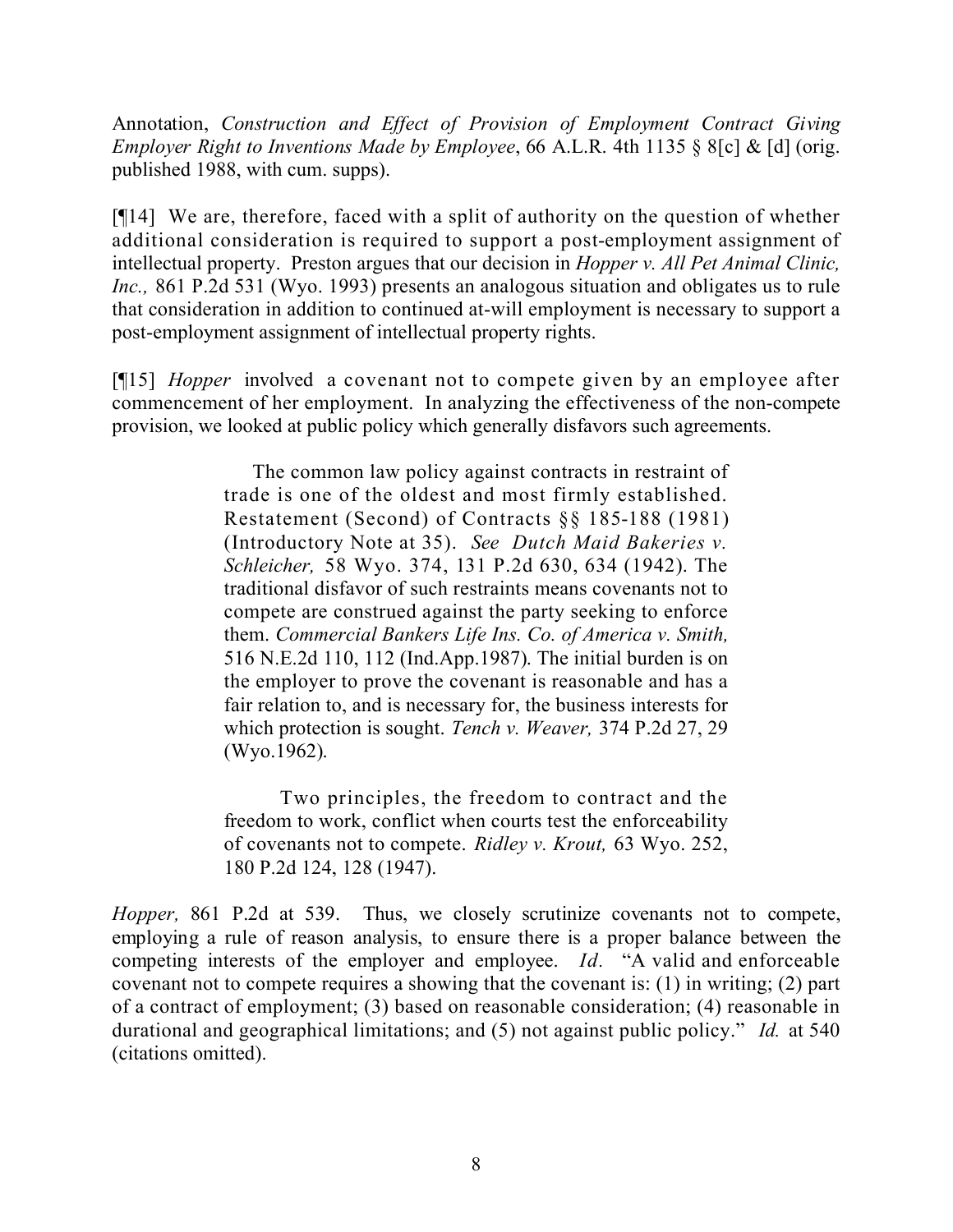Annotation, *Construction and Effect of Provision of Employment Contract Giving Employer Right to Inventions Made by Employee*, 66 A.L.R. 4th 1135 § 8[c] & [d] (orig. published 1988, with cum. supps).

[¶14] We are, therefore, faced with a split of authority on the question of whether additional consideration is required to support a post-employment assignment of intellectual property. Preston argues that our decision in *Hopper v. All Pet Animal Clinic, Inc.,* 861 P.2d 531 (Wyo. 1993) presents an analogous situation and obligates us to rule that consideration in addition to continued at-will employment is necessary to support a post-employment assignment of intellectual property rights.

[¶15] *Hopper* involved a covenant not to compete given by an employee after commencement of her employment. In analyzing the effectiveness of the non-compete provision, we looked at public policy which generally disfavors such agreements.

> The common law policy against contracts in restraint of trade is one of the oldest and most firmly established. Restatement (Second) of Contracts §§ 185-188 (1981) (Introductory Note at 35). *See Dutch Maid Bakeries v. Schleicher,* 58 Wyo. 374, 131 P.2d 630, 634 (1942). The traditional disfavor of such restraints means covenants not to compete are construed against the party seeking to enforce them. *Commercial Bankers Life Ins. Co. of America v. Smith,* 516 N.E.2d 110, 112 (Ind.App.1987). The initial burden is on the employer to prove the covenant is reasonable and has a fair relation to, and is necessary for, the business interests for which protection is sought. *Tench v. Weaver,* 374 P.2d 27, 29 (Wyo.1962).
>
> Two principles, the freedom to contract and the freedom to work, conflict when courts test the enforceability of covenants not to compete. *Ridley v. Krout,* 63 Wyo. 252, 180 P.2d 124, 128 (1947).

*Hopper,* 861 P.2d at 539. Thus, we closely scrutinize covenants not to compete, employing a rule of reason analysis, to ensure there is a proper balance between the competing interests of the employer and employee. *Id*. "A valid and enforceable covenant not to compete requires a showing that the covenant is: (1) in writing; (2) part of a contract of employment; (3) based on reasonable consideration; (4) reasonable in durational and geographical limitations; and (5) not against public policy." *Id.* at 540 (citations omitted).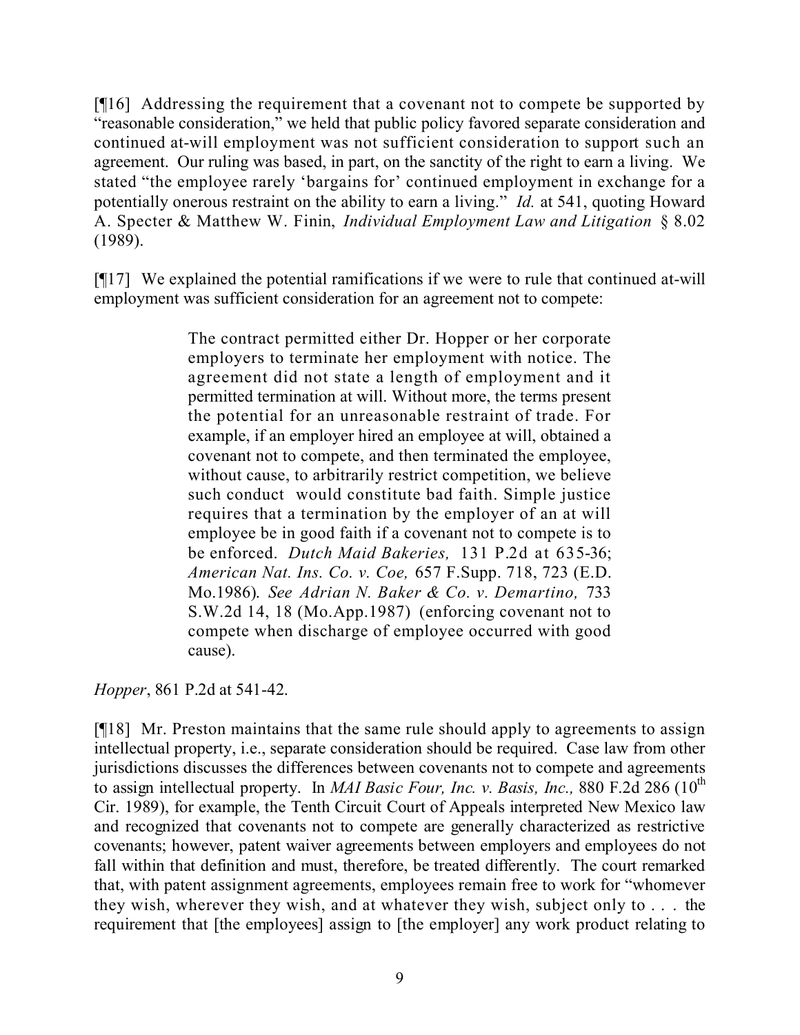[¶16] Addressing the requirement that a covenant not to compete be supported by "reasonable consideration," we held that public policy favored separate consideration and continued at-will employment was not sufficient consideration to support such an agreement. Our ruling was based, in part, on the sanctity of the right to earn a living. We stated "the employee rarely 'bargains for' continued employment in exchange for a potentially onerous restraint on the ability to earn a living." *Id.* at 541, quoting Howard A. Specter & Matthew W. Finin, *Individual Employment Law and Litigation* § 8.02 (1989).

[¶17] We explained the potential ramifications if we were to rule that continued at-will employment was sufficient consideration for an agreement not to compete:

> The contract permitted either Dr. Hopper or her corporate employers to terminate her employment with notice. The agreement did not state a length of employment and it permitted termination at will. Without more, the terms present the potential for an unreasonable restraint of trade. For example, if an employer hired an employee at will, obtained a covenant not to compete, and then terminated the employee, without cause, to arbitrarily restrict competition, we believe such conduct would constitute bad faith. Simple justice requires that a termination by the employer of an at will employee be in good faith if a covenant not to compete is to be enforced. *Dutch Maid Bakeries,* 131 P.2d at 635-36; *American Nat. Ins. Co. v. Coe,* 657 F.Supp. 718, 723 (E.D. Mo.1986). *See Adrian N. Baker & Co. v. Demartino,* 733 S.W.2d 14, 18 (Mo.App.1987) (enforcing covenant not to compete when discharge of employee occurred with good cause).

*Hopper*, 861 P.2d at 541-42.

[¶18] Mr. Preston maintains that the same rule should apply to agreements to assign intellectual property, i.e., separate consideration should be required. Case law from other jurisdictions discusses the differences between covenants not to compete and agreements to assign intellectual property. In *MAI Basic Four, Inc. v. Basis, Inc.,* 880 F.2d 286 (10th Cir. 1989), for example, the Tenth Circuit Court of Appeals interpreted New Mexico law and recognized that covenants not to compete are generally characterized as restrictive covenants; however, patent waiver agreements between employers and employees do not fall within that definition and must, therefore, be treated differently. The court remarked that, with patent assignment agreements, employees remain free to work for "whomever they wish, wherever they wish, and at whatever they wish, subject only to . . . the requirement that [the employees] assign to [the employer] any work product relating to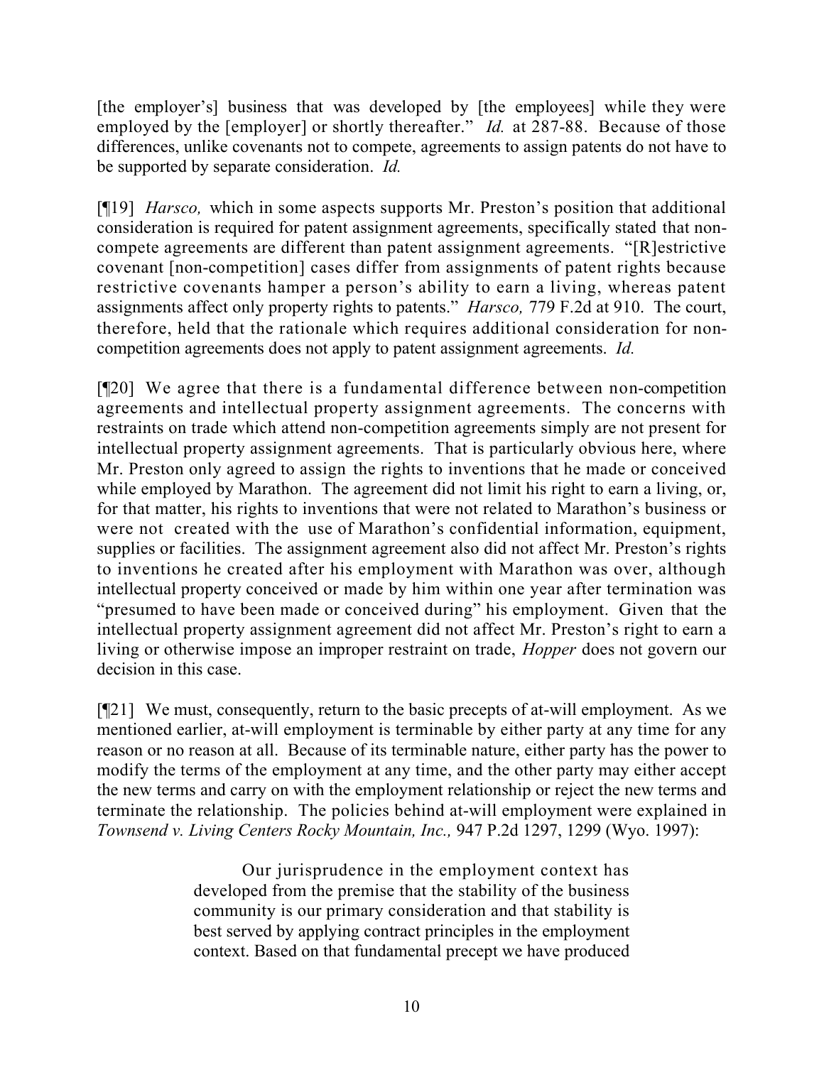[the employer's] business that was developed by [the employees] while they were employed by the [employer] or shortly thereafter." *Id.* at 287-88. Because of those differences, unlike covenants not to compete, agreements to assign patents do not have to be supported by separate consideration. *Id.*

[¶19] *Harsco,* which in some aspects supports Mr. Preston's position that additional consideration is required for patent assignment agreements, specifically stated that non-compete agreements are different than patent assignment agreements. "[R]estrictive covenant [non-competition] cases differ from assignments of patent rights because restrictive covenants hamper a person's ability to earn a living, whereas patent assignments affect only property rights to patents." *Harsco,* 779 F.2d at 910. The court, therefore, held that the rationale which requires additional consideration for non-competition agreements does not apply to patent assignment agreements. *Id.*

[¶20] We agree that there is a fundamental difference between non-competition agreements and intellectual property assignment agreements. The concerns with restraints on trade which attend non-competition agreements simply are not present for intellectual property assignment agreements. That is particularly obvious here, where Mr. Preston only agreed to assign the rights to inventions that he made or conceived while employed by Marathon. The agreement did not limit his right to earn a living, or, for that matter, his rights to inventions that were not related to Marathon's business or were not created with the use of Marathon's confidential information, equipment, supplies or facilities. The assignment agreement also did not affect Mr. Preston's rights to inventions he created after his employment with Marathon was over, although intellectual property conceived or made by him within one year after termination was "presumed to have been made or conceived during" his employment. Given that the intellectual property assignment agreement did not affect Mr. Preston's right to earn a living or otherwise impose an improper restraint on trade, *Hopper* does not govern our decision in this case.

[¶21] We must, consequently, return to the basic precepts of at-will employment. As we mentioned earlier, at-will employment is terminable by either party at any time for any reason or no reason at all. Because of its terminable nature, either party has the power to modify the terms of the employment at any time, and the other party may either accept the new terms and carry on with the employment relationship or reject the new terms and terminate the relationship. The policies behind at-will employment were explained in *Townsend v. Living Centers Rocky Mountain, Inc.,* 947 P.2d 1297, 1299 (Wyo. 1997):

> Our jurisprudence in the employment context has developed from the premise that the stability of the business community is our primary consideration and that stability is best served by applying contract principles in the employment context. Based on that fundamental precept we have produced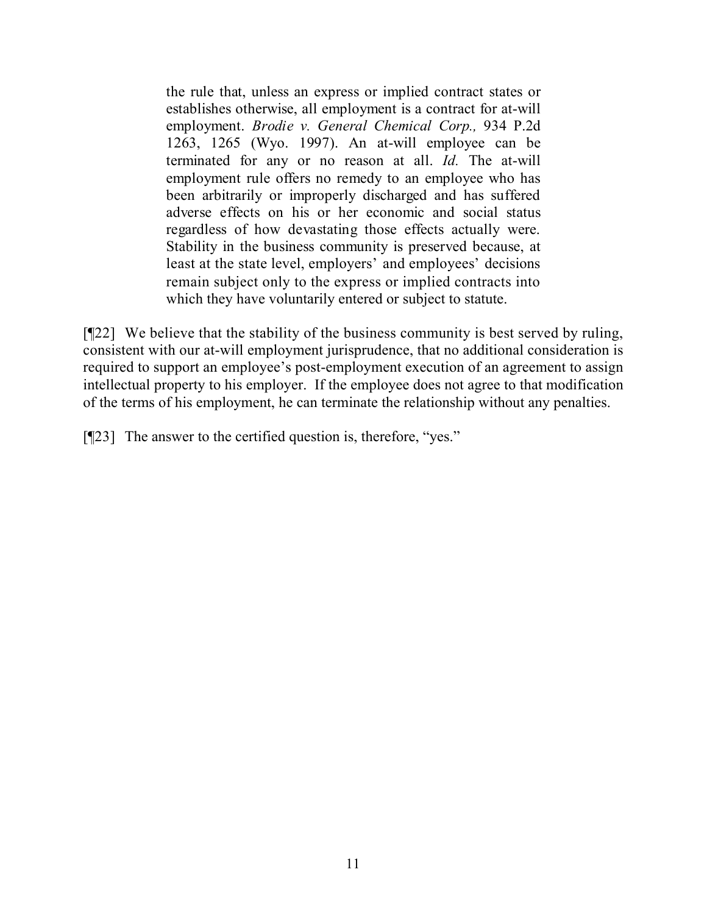> the rule that, unless an express or implied contract states or establishes otherwise, all employment is a contract for at-will employment. *Brodie v. General Chemical Corp.,* 934 P.2d 1263, 1265 (Wyo. 1997). An at-will employee can be terminated for any or no reason at all. *Id.* The at-will employment rule offers no remedy to an employee who has been arbitrarily or improperly discharged and has suffered adverse effects on his or her economic and social status regardless of how devastating those effects actually were. Stability in the business community is preserved because, at least at the state level, employers' and employees' decisions remain subject only to the express or implied contracts into which they have voluntarily entered or subject to statute.

[¶22] We believe that the stability of the business community is best served by ruling, consistent with our at-will employment jurisprudence, that no additional consideration is required to support an employee's post-employment execution of an agreement to assign intellectual property to his employer. If the employee does not agree to that modification of the terms of his employment, he can terminate the relationship without any penalties.

[¶23] The answer to the certified question is, therefore, "yes."